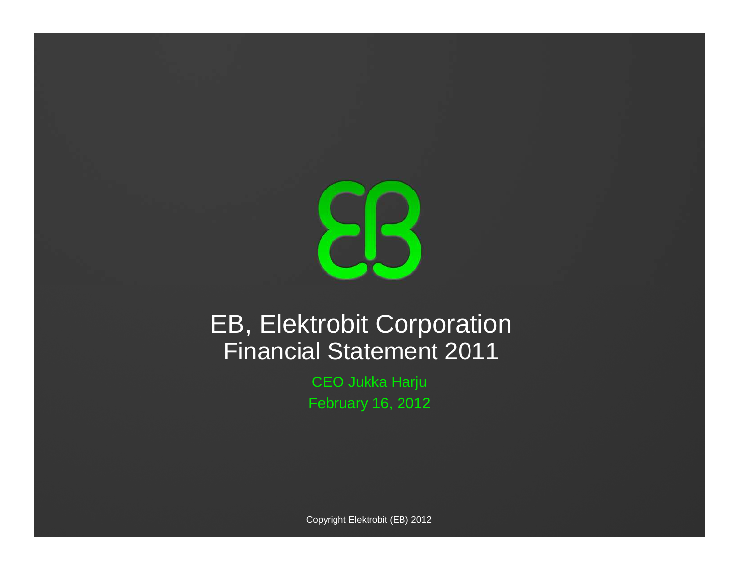# EB, Elektrobit Corporation
# Financial Statement 2011

CEO Jukka Harju

February 16, 2012

Copyright Elektrobit (EB) 2012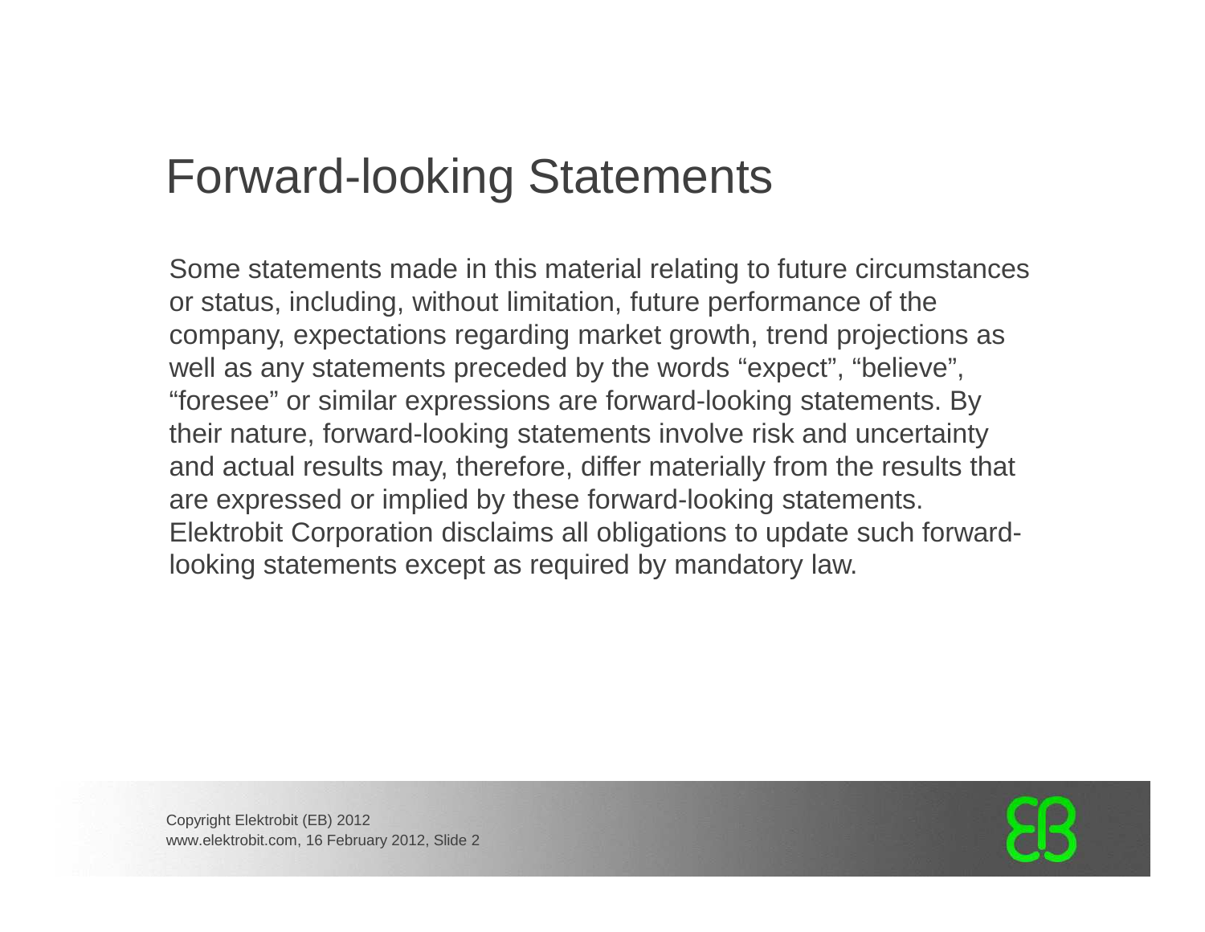# Forward-looking Statements

Some statements made in this material relating to future circumstances or status, including, without limitation, future performance of the company, expectations regarding market growth, trend projections as well as any statements preceded by the words “expect”, “believe”, “foresee” or similar expressions are forward-looking statements. By their nature, forward-looking statements involve risk and uncertainty and actual results may, therefore, differ materially from the results that are expressed or implied by these forward-looking statements. Elektrobit Corporation disclaims all obligations to update such forward-looking statements except as required by mandatory law.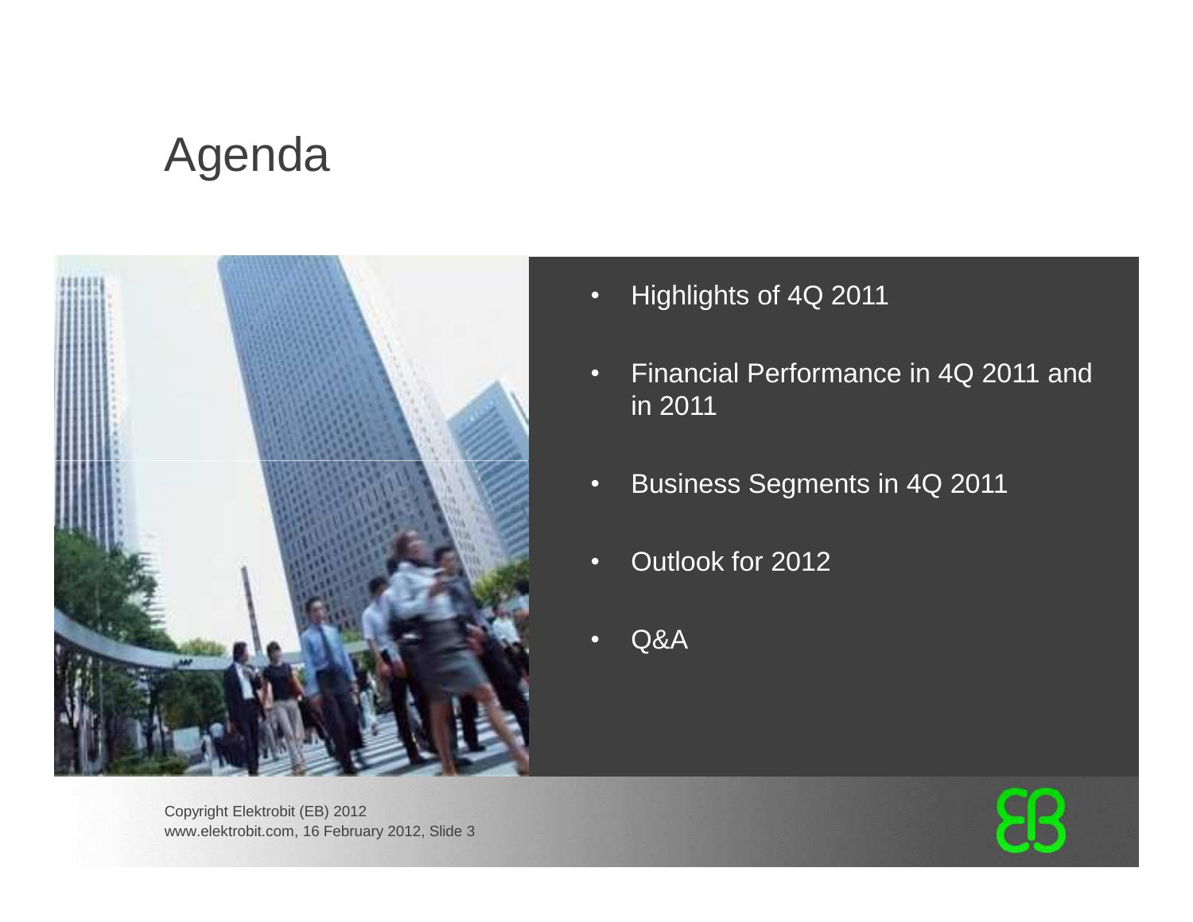# Agenda

- Highlights of 4Q 2011
- Financial Performance in 4Q 2011 and in 2011
- Business Segments in 4Q 2011
- Outlook for 2012
- Q&A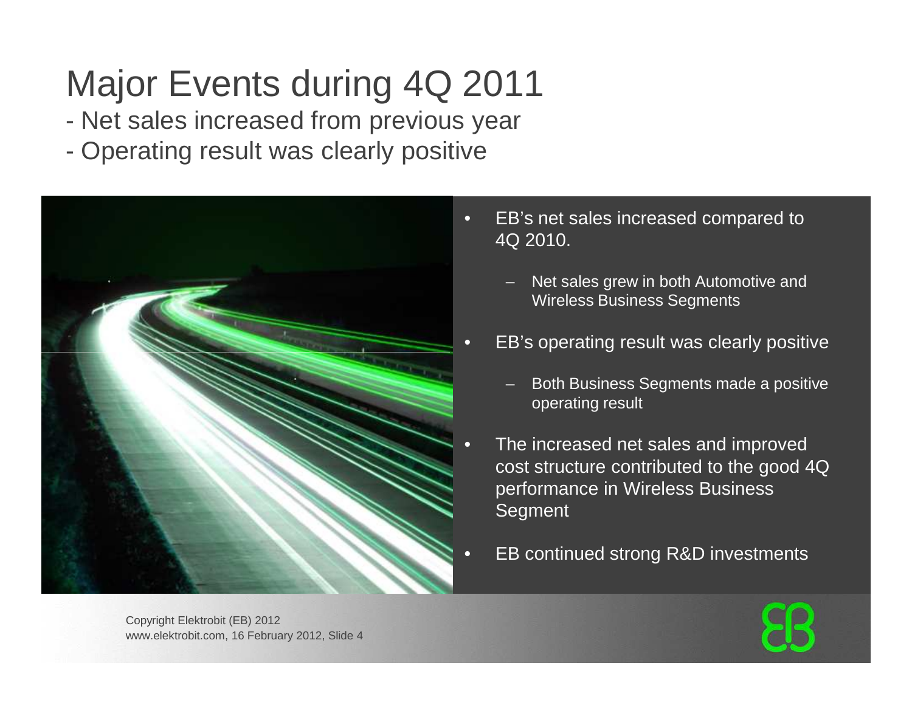# Major Events during 4Q 2011

- Net sales increased from previous year
- Operating result was clearly positive

- EB's net sales increased compared to 4Q 2010.
  - Net sales grew in both Automotive and Wireless Business Segments
- EB's operating result was clearly positive
  - Both Business Segments made a positive operating result
- The increased net sales and improved cost structure contributed to the good 4Q performance in Wireless Business Segment
- EB continued strong R&D investments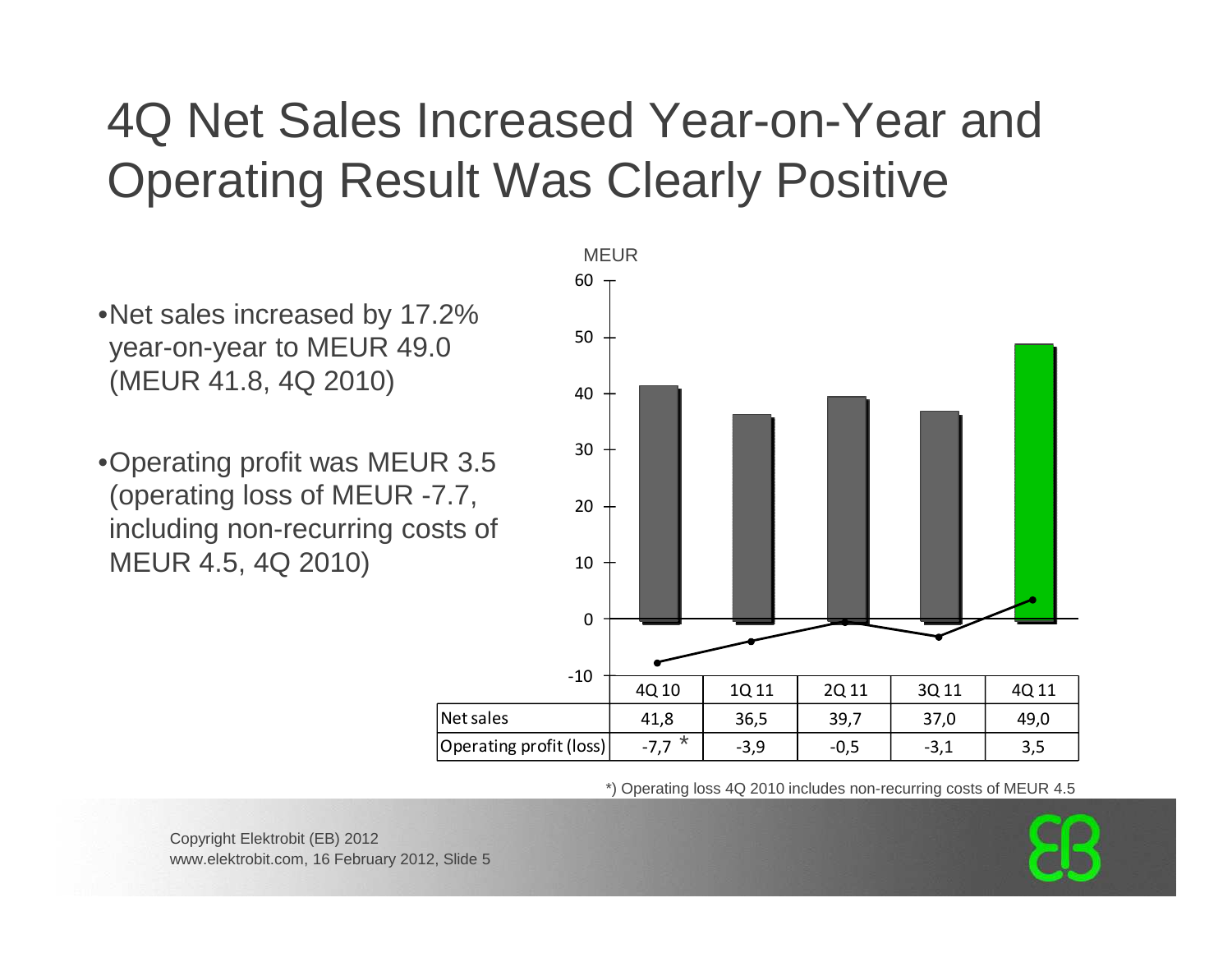# 4Q Net Sales Increased Year-on-Year and Operating Result Was Clearly Positive

- Net sales increased by 17.2% year-on-year to MEUR 49.0 (MEUR 41.8, 4Q 2010)
- Operating profit was MEUR 3.5 (operating loss of MEUR -7.7, including non-recurring costs of MEUR 4.5, 4Q 2010)

MEUR

| | 4Q 10 | 1Q 11 | 2Q 11 | 3Q 11 | 4Q 11 |
|---|---|---|---|---|---|
| Net sales | 41,8 | 36,5 | 39,7 | 37,0 | 49,0 |
| Operating profit (loss) | -7,7 * | -3,9 | -0,5 | -3,1 | 3,5 |

*) Operating loss 4Q 2010 includes non-recurring costs of MEUR 4.5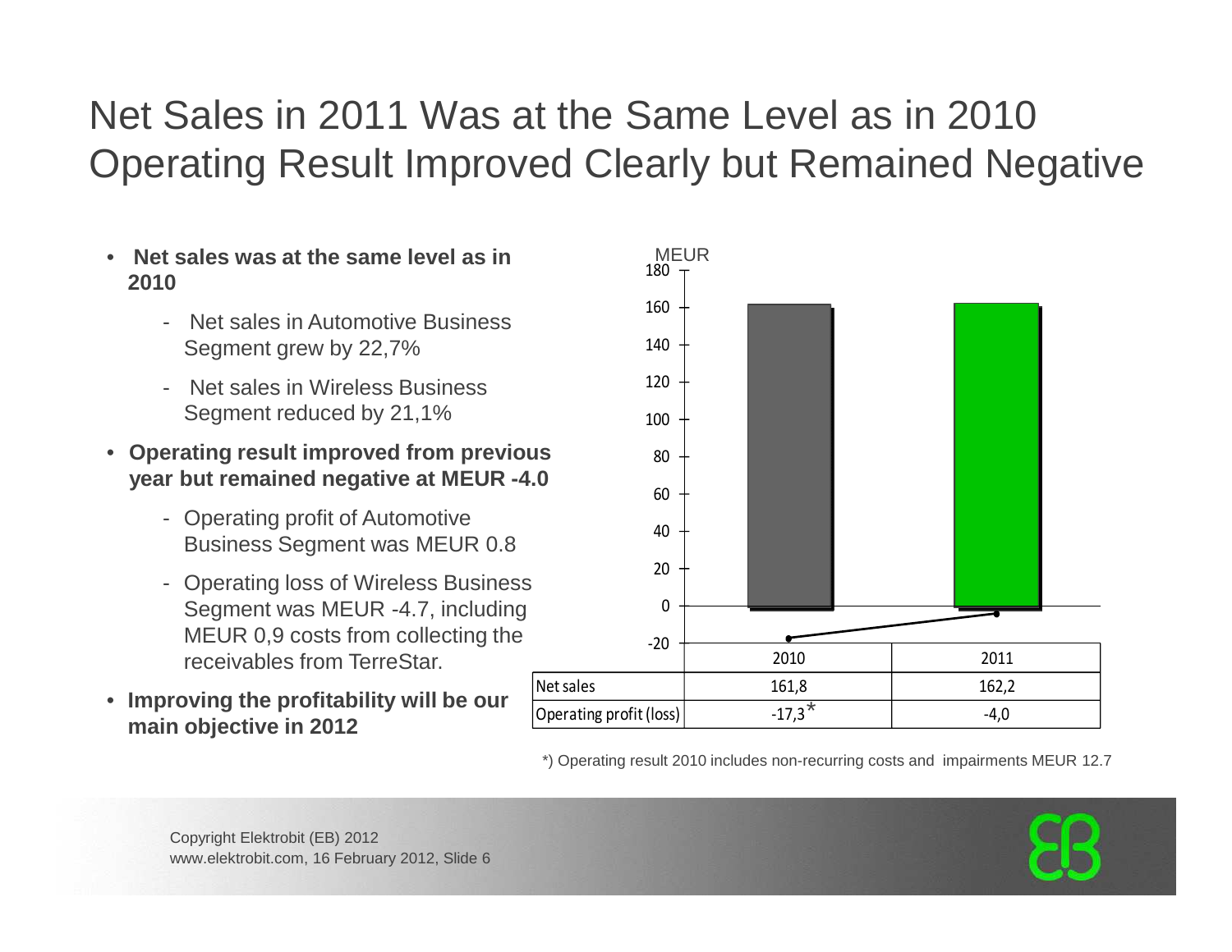# Net Sales in 2011 Was at the Same Level as in 2010 Operating Result Improved Clearly but Remained Negative

- **Net sales was at the same level as in 2010**
  - Net sales in Automotive Business Segment grew by 22,7%
  - Net sales in Wireless Business Segment reduced by 21,1%
- **Operating result improved from previous year but remained negative at MEUR -4.0**
  - Operating profit of Automotive Business Segment was MEUR 0.8
  - Operating loss of Wireless Business Segment was MEUR -4.7, including MEUR 0,9 costs from collecting the receivables from TerreStar.
- **Improving the profitability will be our main objective in 2012**

MEUR

| | 2010 | 2011 |
|---|---|---|
| Net sales | 161,8 | 162,2 |
| Operating profit (loss) | -17,3* | -4,0 |

*) Operating result 2010 includes non-recurring costs and impairments MEUR 12.7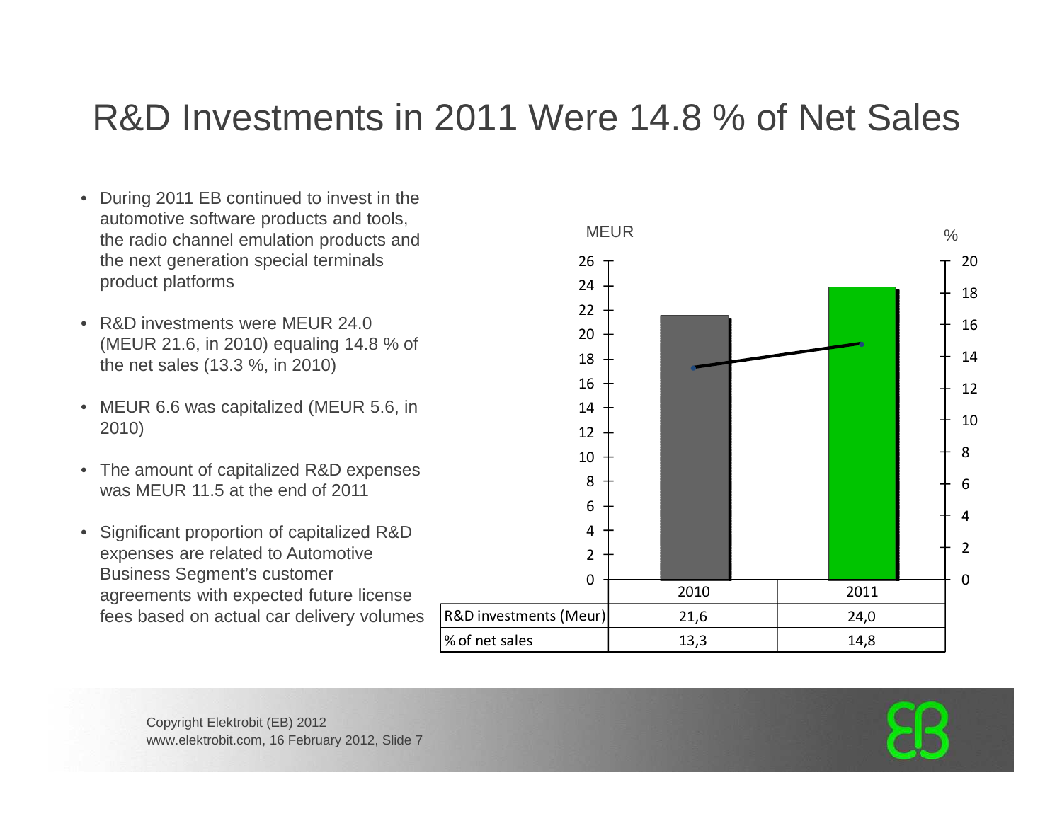# R&D Investments in 2011 Were 14.8 % of Net Sales

- During 2011 EB continued to invest in the automotive software products and tools, the radio channel emulation products and the next generation special terminals product platforms
- R&D investments were MEUR 24.0 (MEUR 21.6, in 2010) equaling 14.8 % of the net sales (13.3 %, in 2010)
- MEUR 6.6 was capitalized (MEUR 5.6, in 2010)
- The amount of capitalized R&D expenses was MEUR 11.5 at the end of 2011
- Significant proportion of capitalized R&D expenses are related to Automotive Business Segment's customer agreements with expected future license fees based on actual car delivery volumes

| | 2010 | 2011 |
|---|---|---|
| R&D investments (Meur) | 21,6 | 24,0 |
| % of net sales | 13,3 | 14,8 |

Copyright Elektrobit (EB) 2012
www.elektrobit.com, 16 February 2012, Slide 7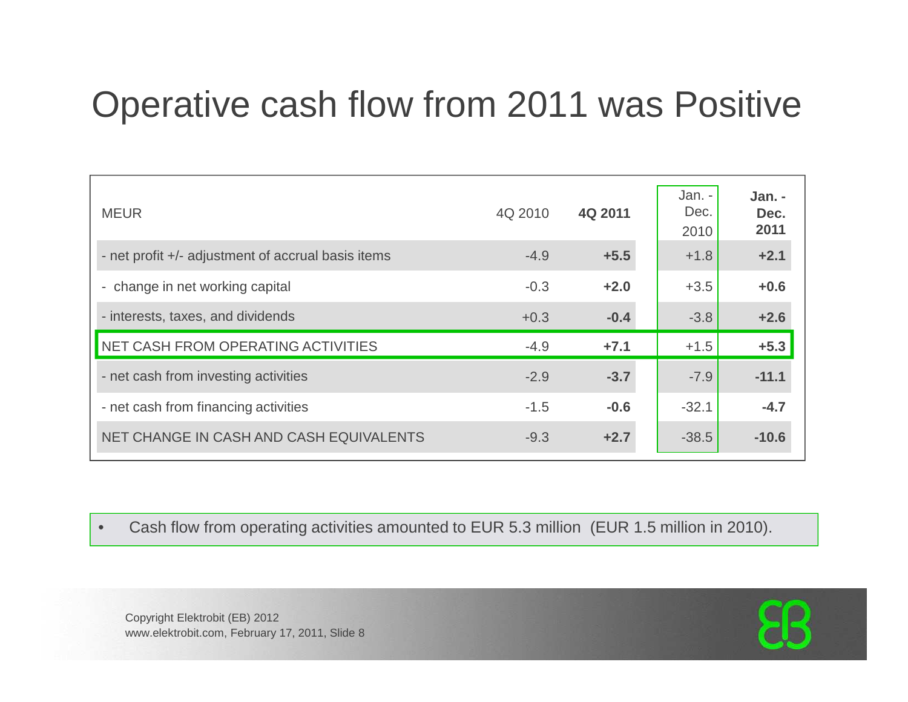# Operative cash flow from 2011 was Positive

| MEUR | 4Q 2010 | **4Q 2011** | Jan. - Dec. 2010 | **Jan. - Dec. 2011** |
|---|---|---|---|---|
| - net profit +/- adjustment of accrual basis items | -4.9 | **+5.5** | +1.8 | **+2.1** |
| - change in net working capital | -0.3 | **+2.0** | +3.5 | **+0.6** |
| - interests, taxes, and dividends | +0.3 | **-0.4** | -3.8 | **+2.6** |
| NET CASH FROM OPERATING ACTIVITIES | -4.9 | **+7.1** | +1.5 | **+5.3** |
| - net cash from investing activities | -2.9 | **-3.7** | -7.9 | **-11.1** |
| - net cash from financing activities | -1.5 | **-0.6** | -32.1 | **-4.7** |
| NET CHANGE IN CASH AND CASH EQUIVALENTS | -9.3 | **+2.7** | -38.5 | **-10.6** |

- Cash flow from operating activities amounted to EUR 5.3 million (EUR 1.5 million in 2010).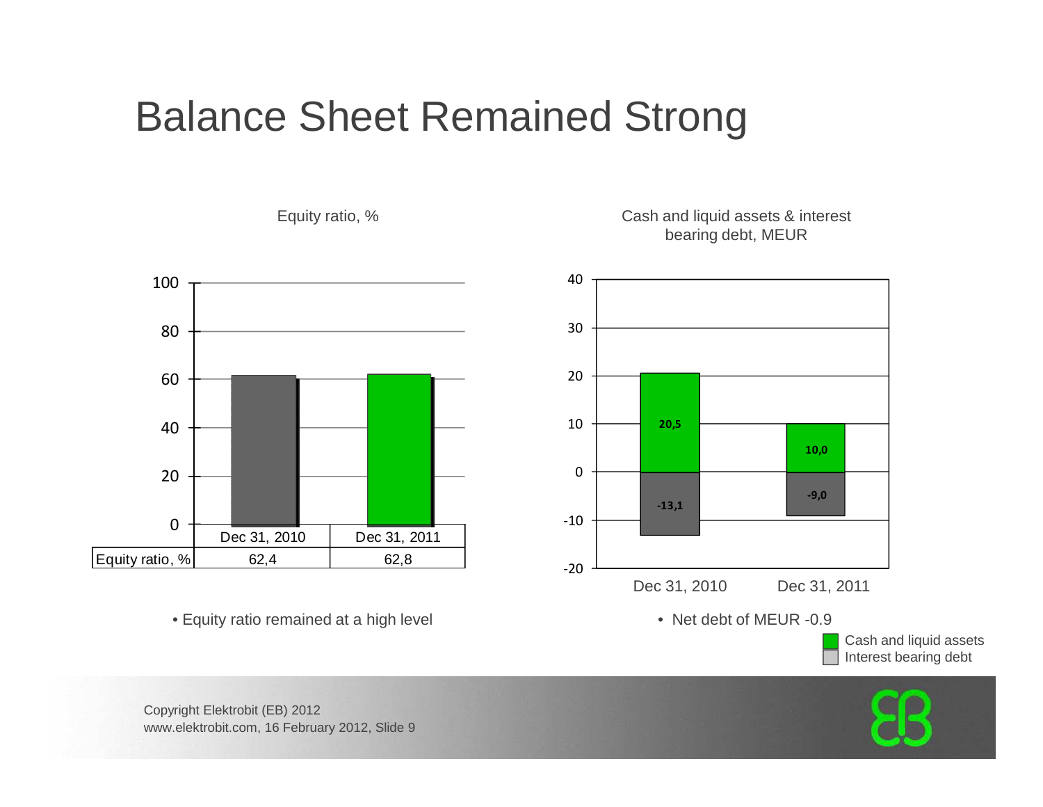# Balance Sheet Remained Strong

Equity ratio, %

| | Dec 31, 2010 | Dec 31, 2011 |
|---|---|---|
| Equity ratio, % | 62,4 | 62,8 |

- Equity ratio remained at a high level

Cash and liquid assets & interest bearing debt, MEUR

| | Dec 31, 2010 | Dec 31, 2011 |
|---|---|---|
| Cash and liquid assets | 20,5 | 10,0 |
| Interest bearing debt | -13,1 | -9,0 |

- Net debt of MEUR -0.9

Copyright Elektrobit (EB) 2012
www.elektrobit.com, 16 February 2012, Slide 9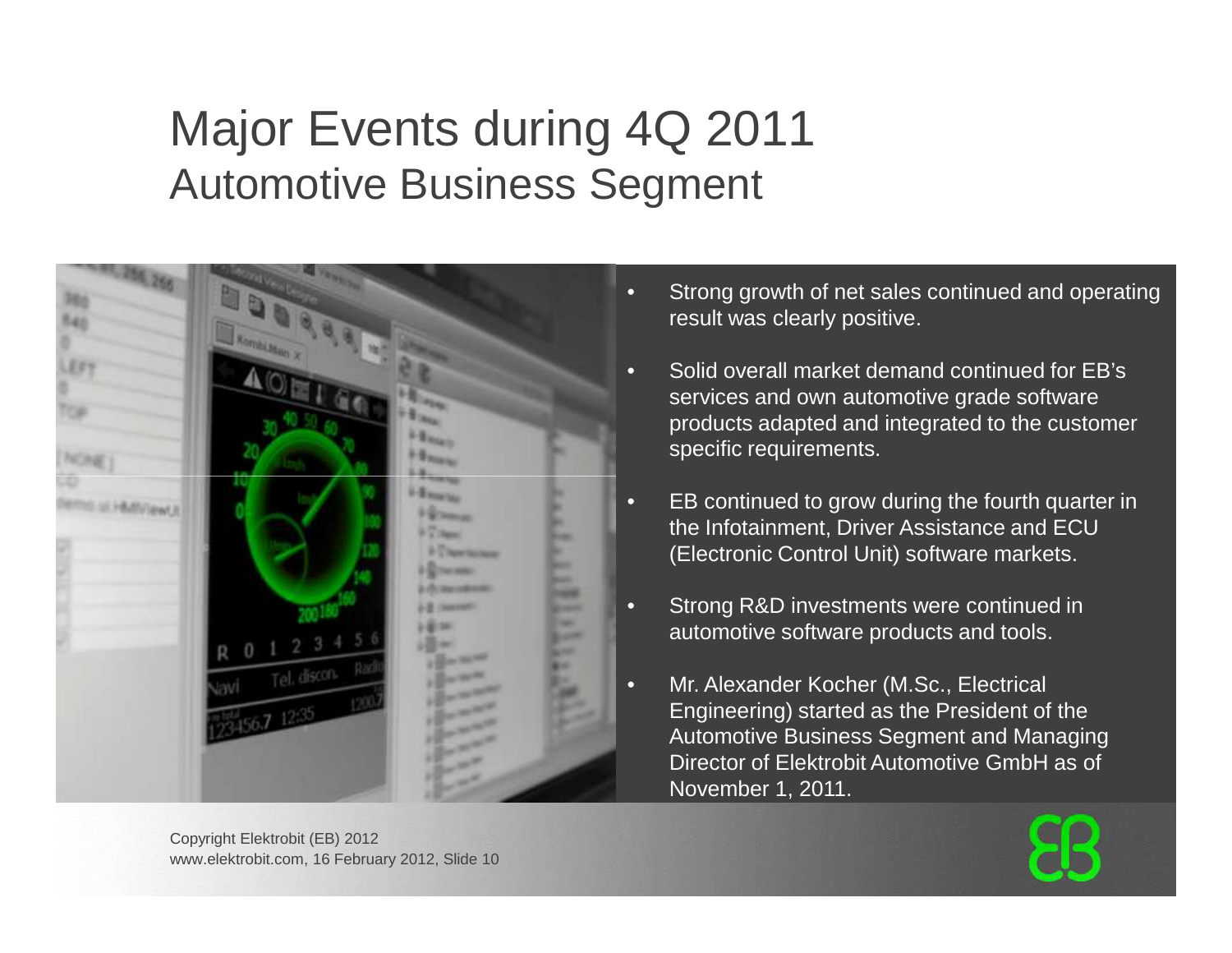# Major Events during 4Q 2011
## Automotive Business Segment

- Strong growth of net sales continued and operating result was clearly positive.
- Solid overall market demand continued for EB's services and own automotive grade software products adapted and integrated to the customer specific requirements.
- EB continued to grow during the fourth quarter in the Infotainment, Driver Assistance and ECU (Electronic Control Unit) software markets.
- Strong R&D investments were continued in automotive software products and tools.
- Mr. Alexander Kocher (M.Sc., Electrical Engineering) started as the President of the Automotive Business Segment and Managing Director of Elektrobit Automotive GmbH as of November 1, 2011.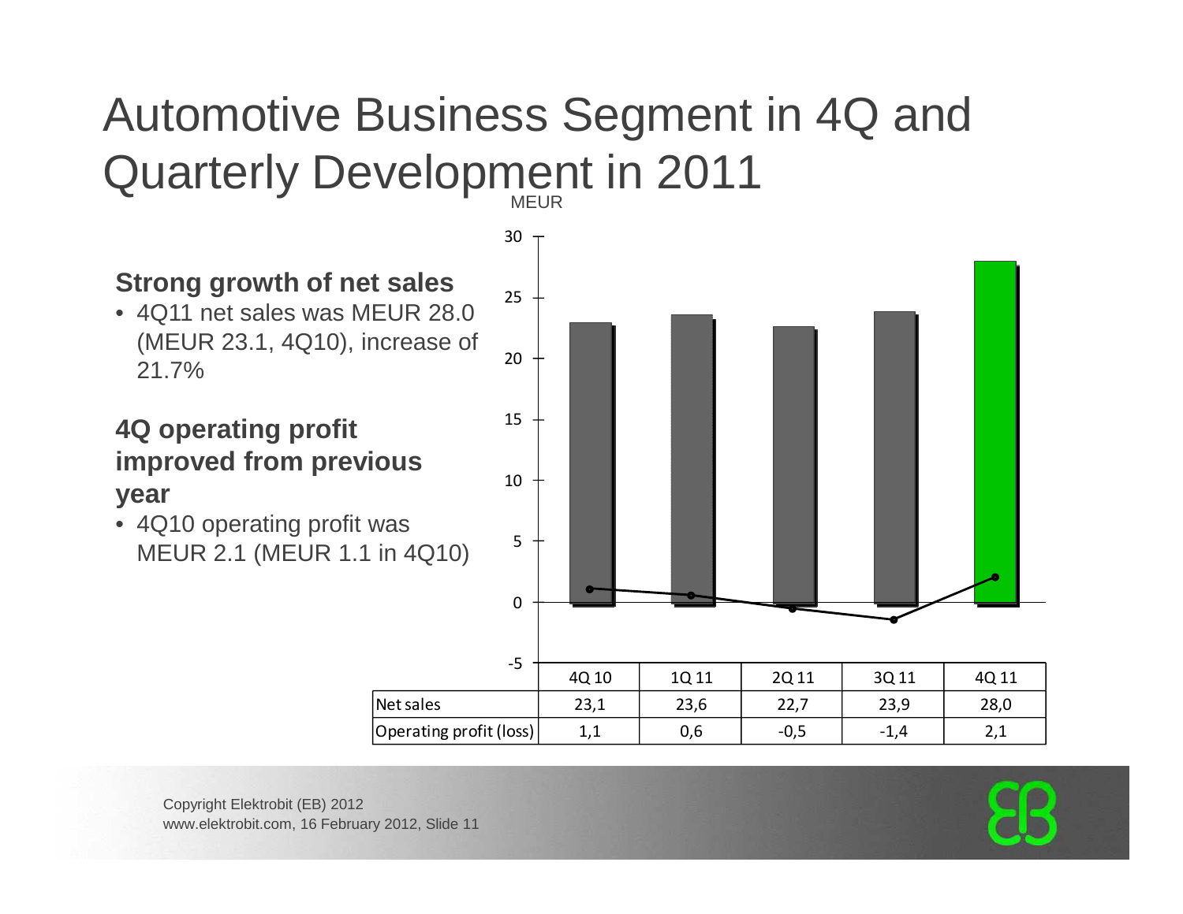# Automotive Business Segment in 4Q and Quarterly Development in 2011

### Strong growth of net sales

- 4Q11 net sales was MEUR 28.0 (MEUR 23.1, 4Q10), increase of 21.7%

### 4Q operating profit improved from previous year

- 4Q10 operating profit was MEUR 2.1 (MEUR 1.1 in 4Q10)

MEUR

| | 4Q 10 | 1Q 11 | 2Q 11 | 3Q 11 | 4Q 11 |
|---|---|---|---|---|---|
| Net sales | 23,1 | 23,6 | 22,7 | 23,9 | 28,0 |
| Operating profit (loss) | 1,1 | 0,6 | -0,5 | -1,4 | 2,1 |

Copyright Elektrobit (EB) 2012
www.elektrobit.com, 16 February 2012, Slide 11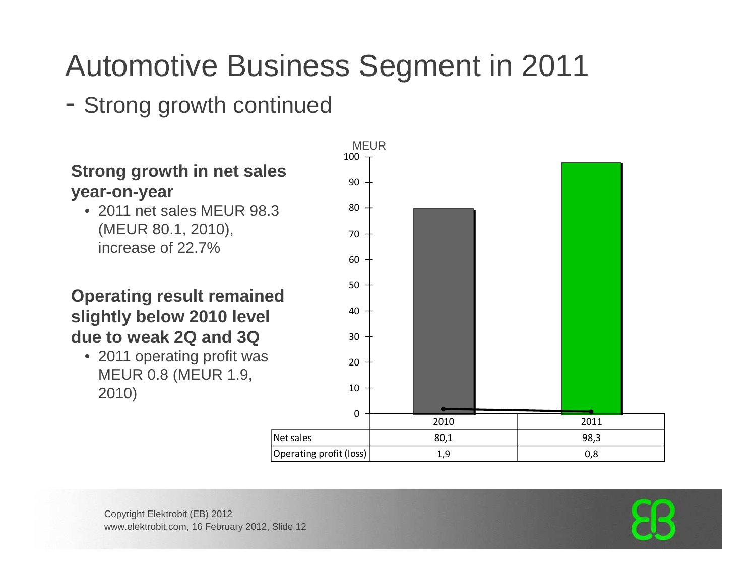# Automotive Business Segment in 2011

## - Strong growth continued

**Strong growth in net sales year-on-year**

- 2011 net sales MEUR 98.3 (MEUR 80.1, 2010), increase of 22.7%

**Operating result remained slightly below 2010 level due to weak 2Q and 3Q**

- 2011 operating profit was MEUR 0.8 (MEUR 1.9, 2010)

MEUR

| | 2010 | 2011 |
|---|---|---|
| Net sales | 80,1 | 98,3 |
| Operating profit (loss) | 1,9 | 0,8 |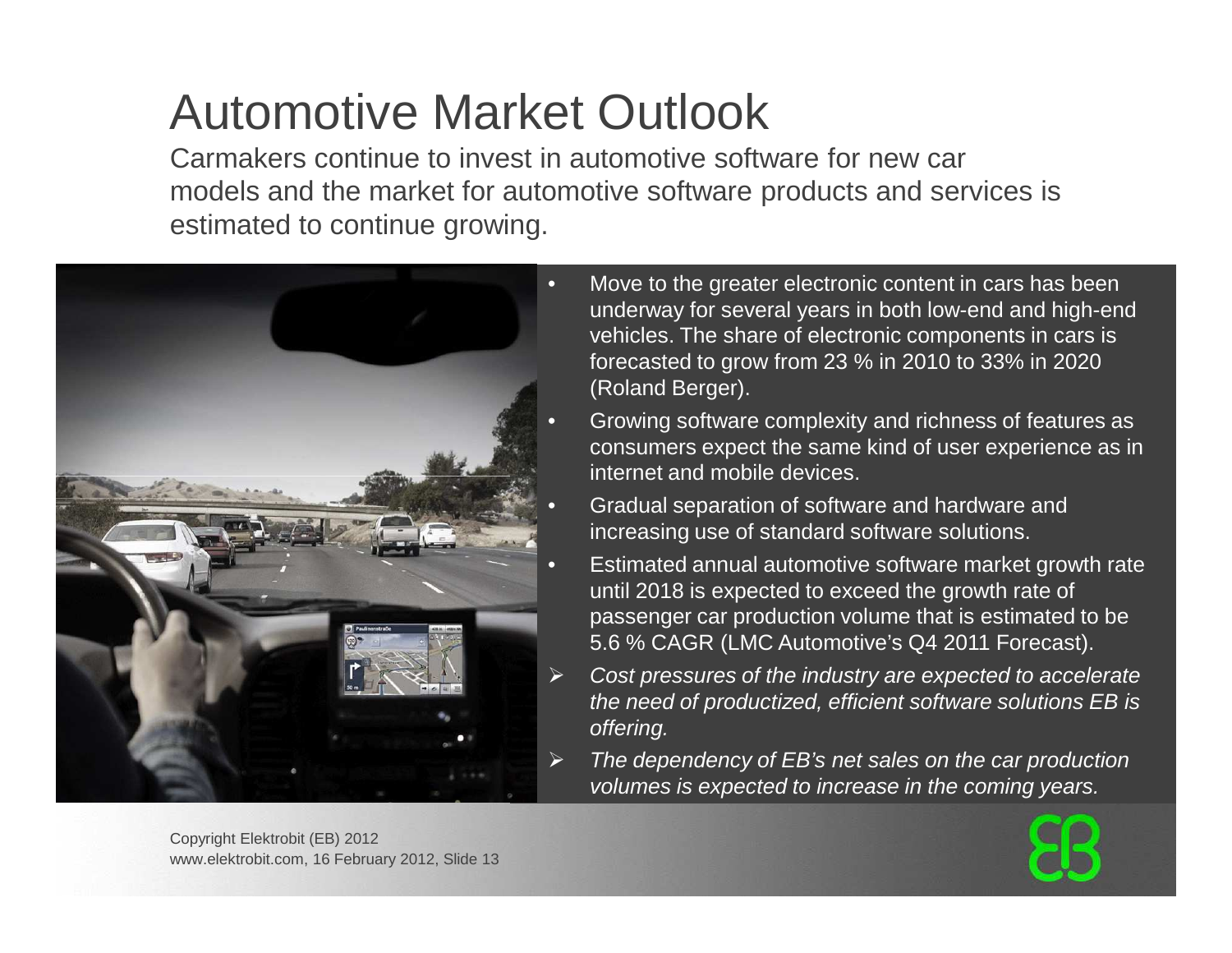# Automotive Market Outlook

Carmakers continue to invest in automotive software for new car models and the market for automotive software products and services is estimated to continue growing.

- Move to the greater electronic content in cars has been underway for several years in both low-end and high-end vehicles. The share of electronic components in cars is forecasted to grow from 23 % in 2010 to 33% in 2020 (Roland Berger).
- Growing software complexity and richness of features as consumers expect the same kind of user experience as in internet and mobile devices.
- Gradual separation of software and hardware and increasing use of standard software solutions.
- Estimated annual automotive software market growth rate until 2018 is expected to exceed the growth rate of passenger car production volume that is estimated to be 5.6 % CAGR (LMC Automotive's Q4 2011 Forecast).
- *Cost pressures of the industry are expected to accelerate the need of productized, efficient software solutions EB is offering.*
- *The dependency of EB's net sales on the car production volumes is expected to increase in the coming years.*

Copyright Elektrobit (EB) 2012
www.elektrobit.com, 16 February 2012, Slide 13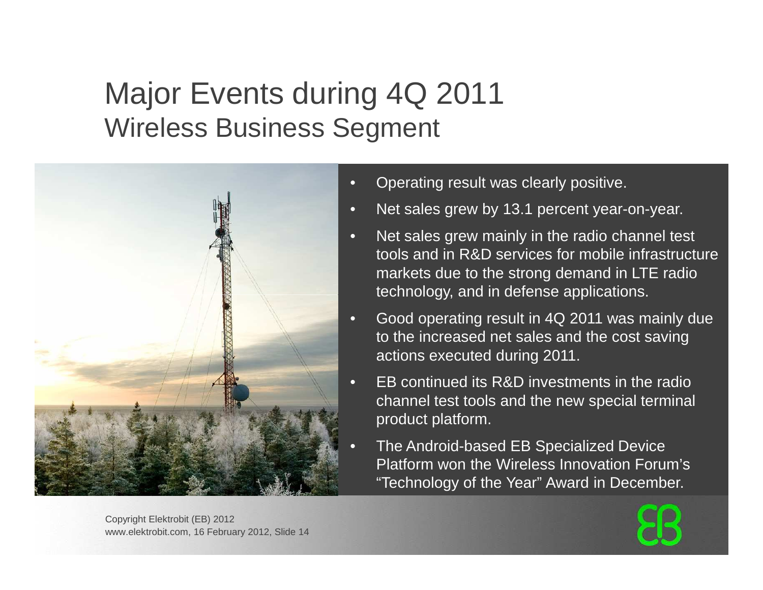# Major Events during 4Q 2011

## Wireless Business Segment

- Operating result was clearly positive.
- Net sales grew by 13.1 percent year-on-year.
- Net sales grew mainly in the radio channel test tools and in R&D services for mobile infrastructure markets due to the strong demand in LTE radio technology, and in defense applications.
- Good operating result in 4Q 2011 was mainly due to the increased net sales and the cost saving actions executed during 2011.
- EB continued its R&D investments in the radio channel test tools and the new special terminal product platform.
- The Android-based EB Specialized Device Platform won the Wireless Innovation Forum's "Technology of the Year" Award in December.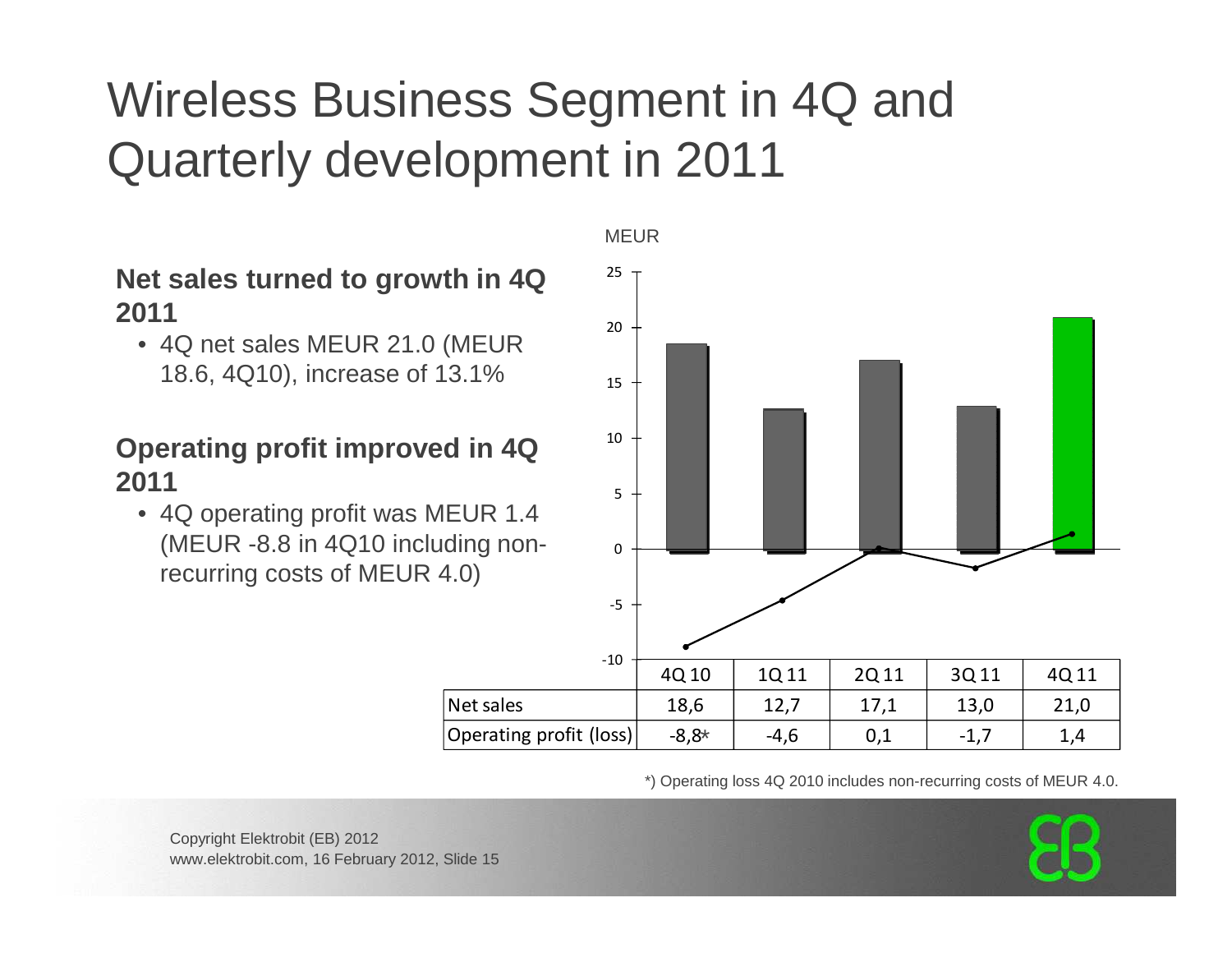# Wireless Business Segment in 4Q and Quarterly development in 2011

**Net sales turned to growth in 4Q 2011**

- 4Q net sales MEUR 21.0 (MEUR 18.6, 4Q10), increase of 13.1%

**Operating profit improved in 4Q 2011**

- 4Q operating profit was MEUR 1.4 (MEUR -8.8 in 4Q10 including non-recurring costs of MEUR 4.0)

MEUR

| | 4Q 10 | 1Q 11 | 2Q 11 | 3Q 11 | 4Q 11 |
|---|---|---|---|---|---|
| Net sales | 18,6 | 12,7 | 17,1 | 13,0 | 21,0 |
| Operating profit (loss) | -8,8* | -4,6 | 0,1 | -1,7 | 1,4 |

*) Operating loss 4Q 2010 includes non-recurring costs of MEUR 4.0.

Copyright Elektrobit (EB) 2012
www.elektrobit.com, 16 February 2012, Slide 15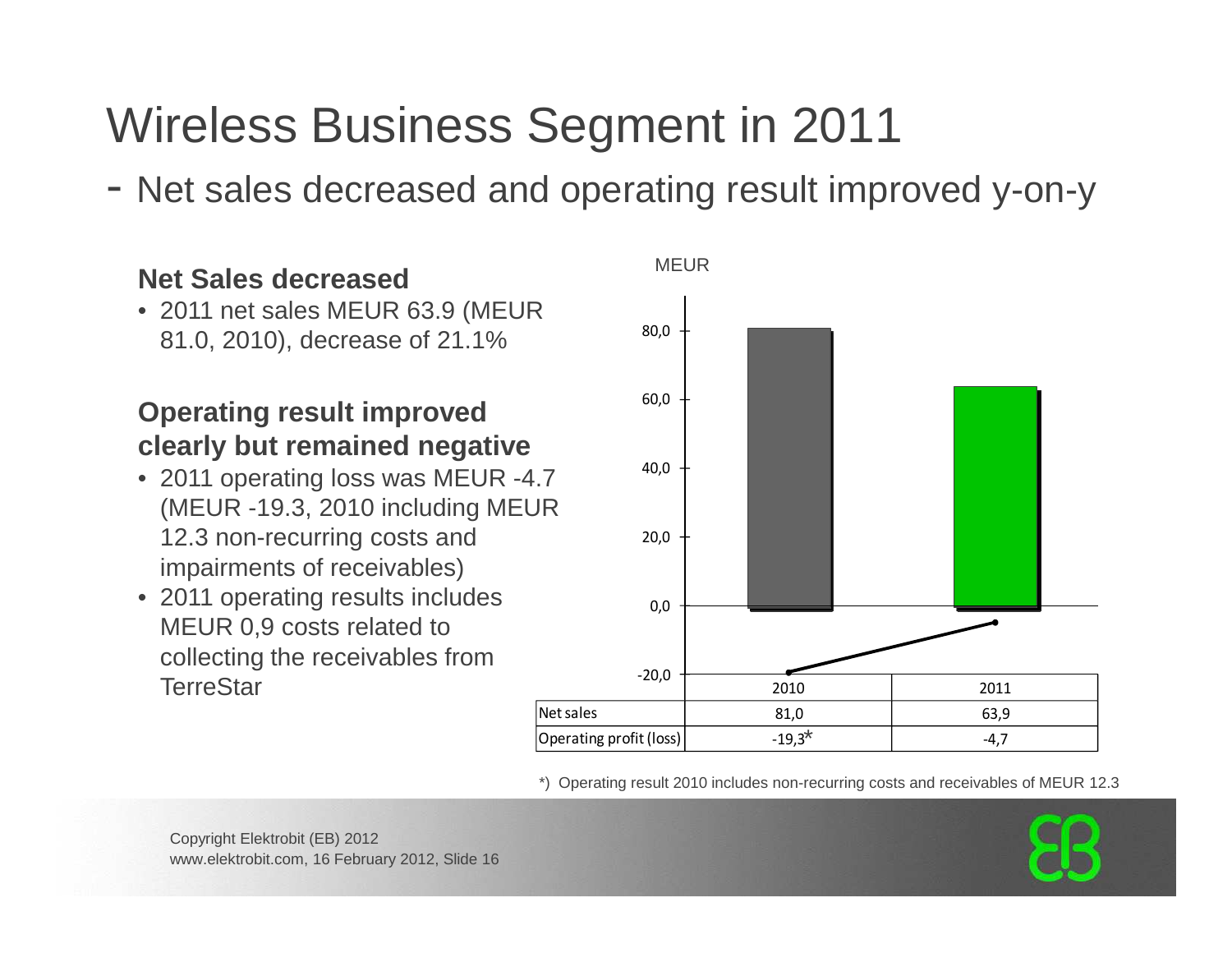# Wireless Business Segment in 2011

## - Net sales decreased and operating result improved y-on-y

### Net Sales decreased

- 2011 net sales MEUR 63.9 (MEUR 81.0, 2010), decrease of 21.1%

### Operating result improved clearly but remained negative

- 2011 operating loss was MEUR -4.7 (MEUR -19.3, 2010 including MEUR 12.3 non-recurring costs and impairments of receivables)
- 2011 operating results includes MEUR 0,9 costs related to collecting the receivables from TerreStar

MEUR

| | 2010 | 2011 |
|---|---|---|
| Net sales | 81,0 | 63,9 |
| Operating profit (loss) | -19,3* | -4,7 |

*) Operating result 2010 includes non-recurring costs and receivables of MEUR 12.3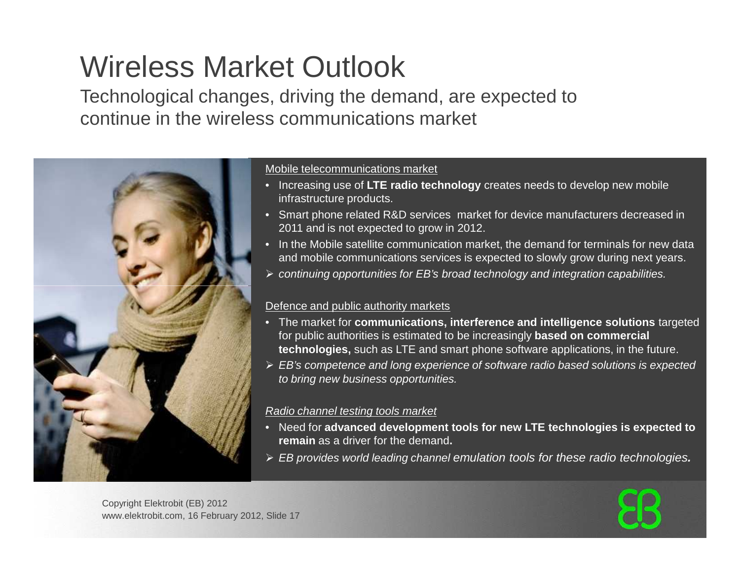# Wireless Market Outlook

## Technological changes, driving the demand, are expected to continue in the wireless communications market

Mobile telecommunications market

- Increasing use of **LTE radio technology** creates needs to develop new mobile infrastructure products.
- Smart phone related R&D services market for device manufacturers decreased in 2011 and is not expected to grow in 2012.
- In the Mobile satellite communication market, the demand for terminals for new data and mobile communications services is expected to slowly grow during next years.

➢ *continuing opportunities for EB's broad technology and integration capabilities.*

Defence and public authority markets

- The market for **communications, interference and intelligence solutions** targeted for public authorities is estimated to be increasingly **based on commercial technologies,** such as LTE and smart phone software applications, in the future.

➢ *EB's competence and long experience of software radio based solutions is expected to bring new business opportunities.*

*Radio channel testing tools market*

- Need for **advanced development tools for new LTE technologies is expected to remain** as a driver for the demand**.**

➢ *EB provides world leading channel emulation tools for these radio technologies.*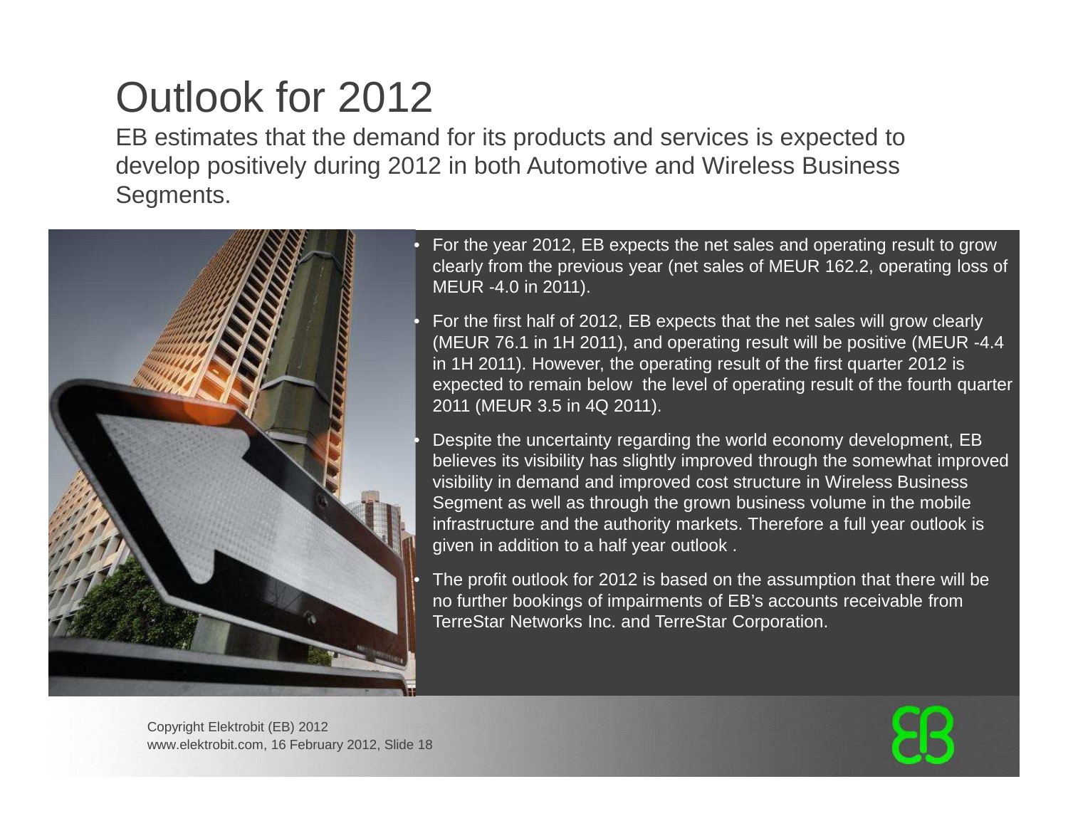# Outlook for 2012

EB estimates that the demand for its products and services is expected to develop positively during 2012 in both Automotive and Wireless Business Segments.

- For the year 2012, EB expects the net sales and operating result to grow clearly from the previous year (net sales of MEUR 162.2, operating loss of MEUR -4.0 in 2011).
- For the first half of 2012, EB expects that the net sales will grow clearly (MEUR 76.1 in 1H 2011), and operating result will be positive (MEUR -4.4 in 1H 2011). However, the operating result of the first quarter 2012 is expected to remain below the level of operating result of the fourth quarter 2011 (MEUR 3.5 in 4Q 2011).
- Despite the uncertainty regarding the world economy development, EB believes its visibility has slightly improved through the somewhat improved visibility in demand and improved cost structure in Wireless Business Segment as well as through the grown business volume in the mobile infrastructure and the authority markets. Therefore a full year outlook is given in addition to a half year outlook .
- The profit outlook for 2012 is based on the assumption that there will be no further bookings of impairments of EB's accounts receivable from TerreStar Networks Inc. and TerreStar Corporation.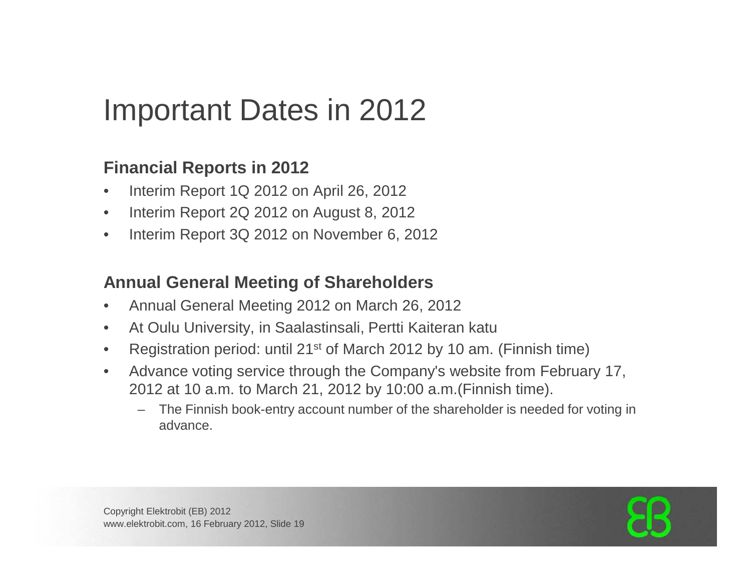# Important Dates in 2012

## Financial Reports in 2012

- Interim Report 1Q 2012 on April 26, 2012
- Interim Report 2Q 2012 on August 8, 2012
- Interim Report 3Q 2012 on November 6, 2012

## Annual General Meeting of Shareholders

- Annual General Meeting 2012 on March 26, 2012
- At Oulu University, in Saalastinsali, Pertti Kaiteran katu
- Registration period: until 21st of March 2012 by 10 am. (Finnish time)
- Advance voting service through the Company's website from February 17, 2012 at 10 a.m. to March 21, 2012 by 10:00 a.m.(Finnish time).
  - The Finnish book-entry account number of the shareholder is needed for voting in advance.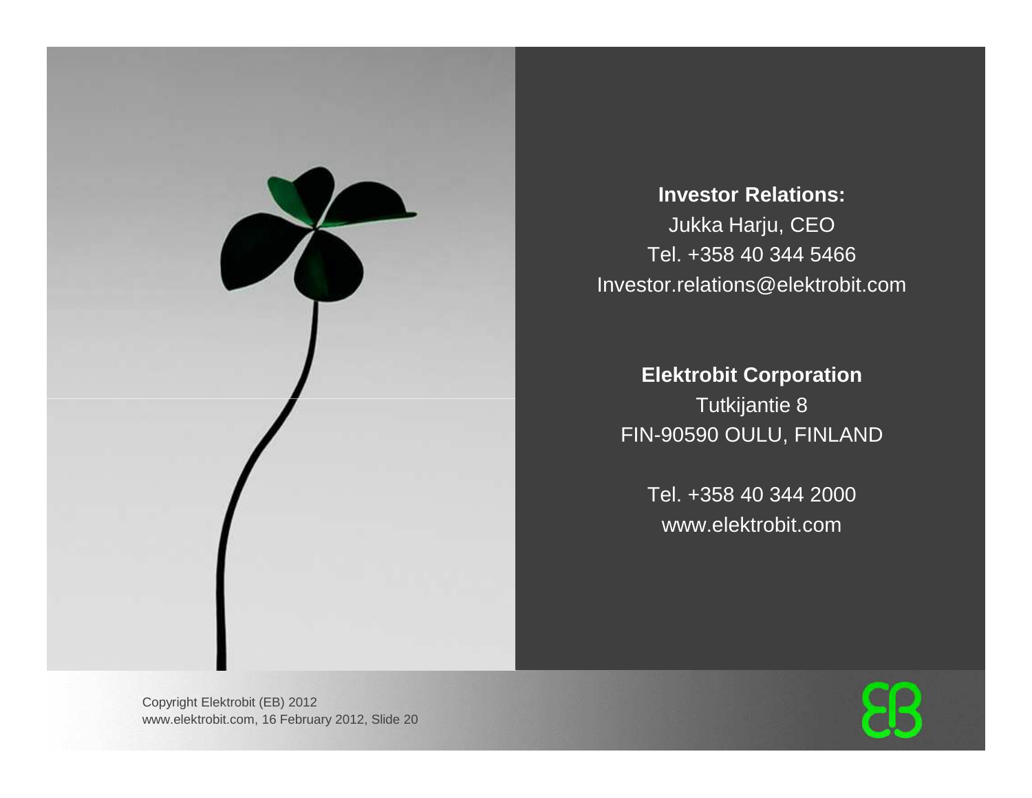**Investor Relations:**

Jukka Harju, CEO

Tel. +358 40 344 5466

Investor.relations@elektrobit.com

**Elektrobit Corporation**

Tutkijantie 8

FIN-90590 OULU, FINLAND

Tel. +358 40 344 2000

www.elektrobit.com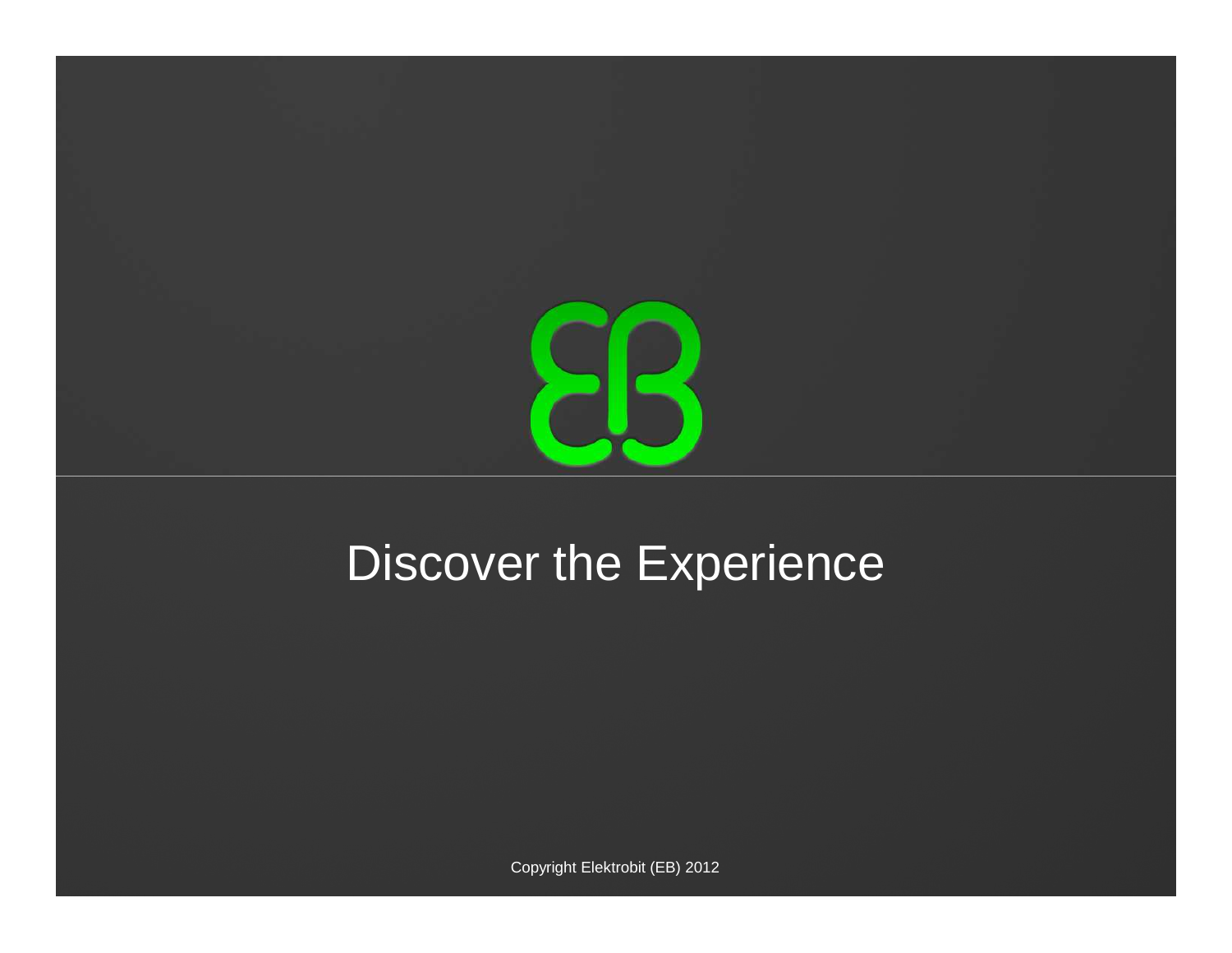Discover the Experience

Copyright Elektrobit (EB) 2012